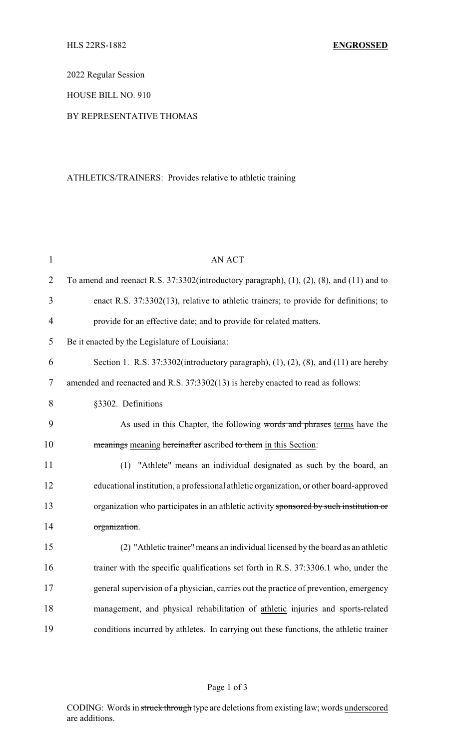HLS 22RS-1882 **ENGROSSED**

2022 Regular Session

HOUSE BILL NO. 910

BY REPRESENTATIVE THOMAS

ATHLETICS/TRAINERS: Provides relative to athletic training

AN ACT

To amend and reenact R.S. 37:3302(introductory paragraph), (1), (2), (8), and (11) and to enact R.S. 37:3302(13), relative to athletic trainers; to provide for definitions; to provide for an effective date; and to provide for related matters.

Be it enacted by the Legislature of Louisiana:

Section 1. R.S. 37:3302(introductory paragraph), (1), (2), (8), and (11) are hereby amended and reenacted and R.S. 37:3302(13) is hereby enacted to read as follows:

§3302. Definitions

As used in this Chapter, the following ~~words and phrases~~ <u>terms</u> have the ~~meanings~~ <u>meaning</u> ~~hereinafter~~ ascribed ~~to them~~ <u>in this Section</u>:

(1) "Athlete" means an individual designated as such by the board, an educational institution, a professional athletic organization, or other board-approved organization who participates in an athletic activity ~~sponsored by such institution or organization~~.

(2) "Athletic trainer" means an individual licensed by the board as an athletic trainer with the specific qualifications set forth in R.S. 37:3306.1 who, under the general supervision of a physician, carries out the practice of prevention, emergency management, and physical rehabilitation of <u>athletic</u> injuries and sports-related conditions incurred by athletes. In carrying out these functions, the athletic trainer

CODING: Words in ~~struck through~~ type are deletions from existing law; words <u>underscored</u> are additions.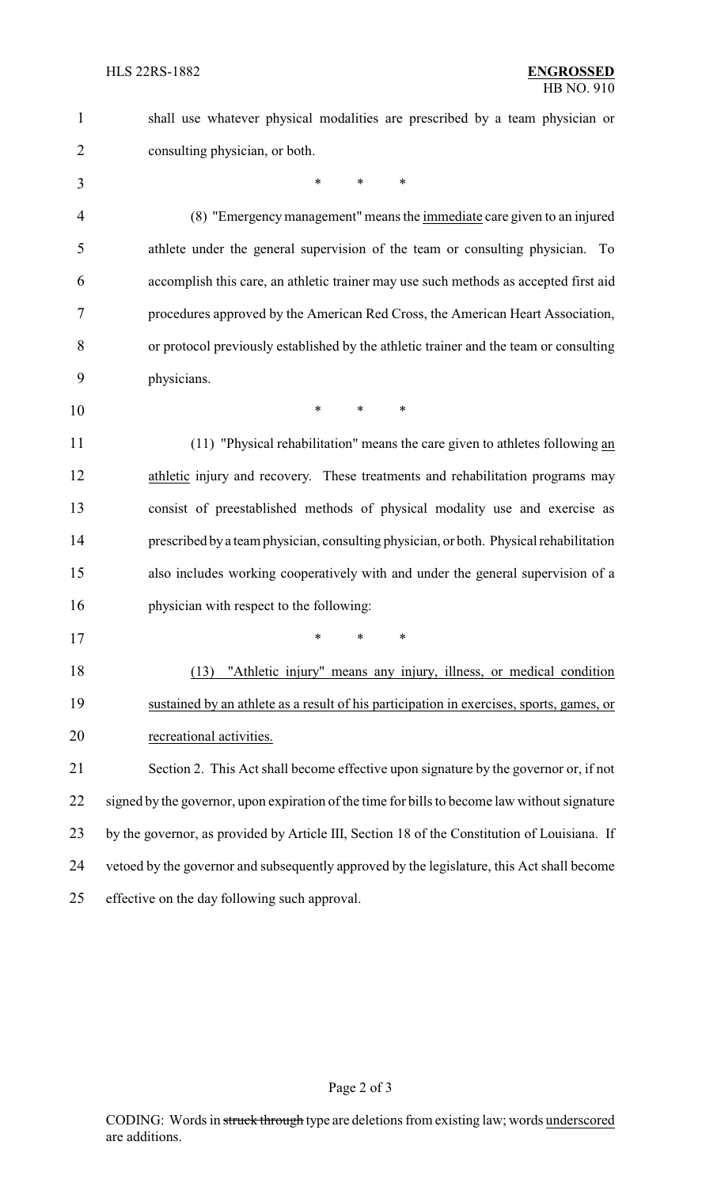shall use whatever physical modalities are prescribed by a team physician or consulting physician, or both.

\*          \*          \*

(8) "Emergency management" means the <u>immediate</u> care given to an injured athlete under the general supervision of the team or consulting physician. To accomplish this care, an athletic trainer may use such methods as accepted first aid procedures approved by the American Red Cross, the American Heart Association, or protocol previously established by the athletic trainer and the team or consulting physicians.

\*          \*          \*

(11) "Physical rehabilitation" means the care given to athletes following <u>an athletic</u> injury and recovery. These treatments and rehabilitation programs may consist of preestablished methods of physical modality use and exercise as prescribed by a team physician, consulting physician, or both. Physical rehabilitation also includes working cooperatively with and under the general supervision of a physician with respect to the following:

\*          \*          \*

<u>(13) "Athletic injury" means any injury, illness, or medical condition sustained by an athlete as a result of his participation in exercises, sports, games, or recreational activities.</u>

Section 2. This Act shall become effective upon signature by the governor or, if not signed by the governor, upon expiration of the time for bills to become law without signature by the governor, as provided by Article III, Section 18 of the Constitution of Louisiana. If vetoed by the governor and subsequently approved by the legislature, this Act shall become effective on the day following such approval.

CODING: Words in ~~struck through~~ type are deletions from existing law; words <u>underscored</u> are additions.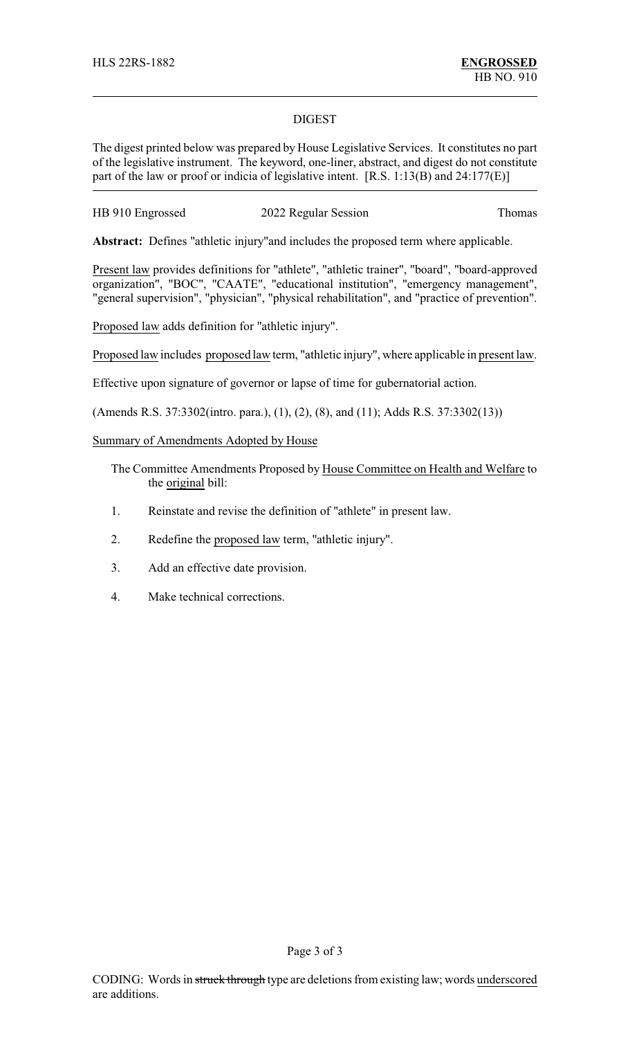HLS 22RS-1882 **ENGROSSED**
HB NO. 910

DIGEST

The digest printed below was prepared by House Legislative Services. It constitutes no part of the legislative instrument. The keyword, one-liner, abstract, and digest do not constitute part of the law or proof or indicia of legislative intent. [R.S. 1:13(B) and 24:177(E)]

HB 910 Engrossed 2022 Regular Session Thomas

**Abstract:** Defines "athletic injury"and includes the proposed term where applicable.

Present law provides definitions for "athlete", "athletic trainer", "board", "board-approved organization", "BOC", "CAATE", "educational institution", "emergency management", "general supervision", "physician", "physical rehabilitation", and "practice of prevention".

Proposed law adds definition for "athletic injury".

Proposed law includes proposed law term, "athletic injury", where applicable in present law.

Effective upon signature of governor or lapse of time for gubernatorial action.

(Amends R.S. 37:3302(intro. para.), (1), (2), (8), and (11); Adds R.S. 37:3302(13))

Summary of Amendments Adopted by House

The Committee Amendments Proposed by House Committee on Health and Welfare to the original bill:

1. Reinstate and revise the definition of "athlete" in present law.
2. Redefine the proposed law term, "athletic injury".
3. Add an effective date provision.
4. Make technical corrections.

CODING: Words in ~~struck through~~ type are deletions from existing law; words underscored are additions.